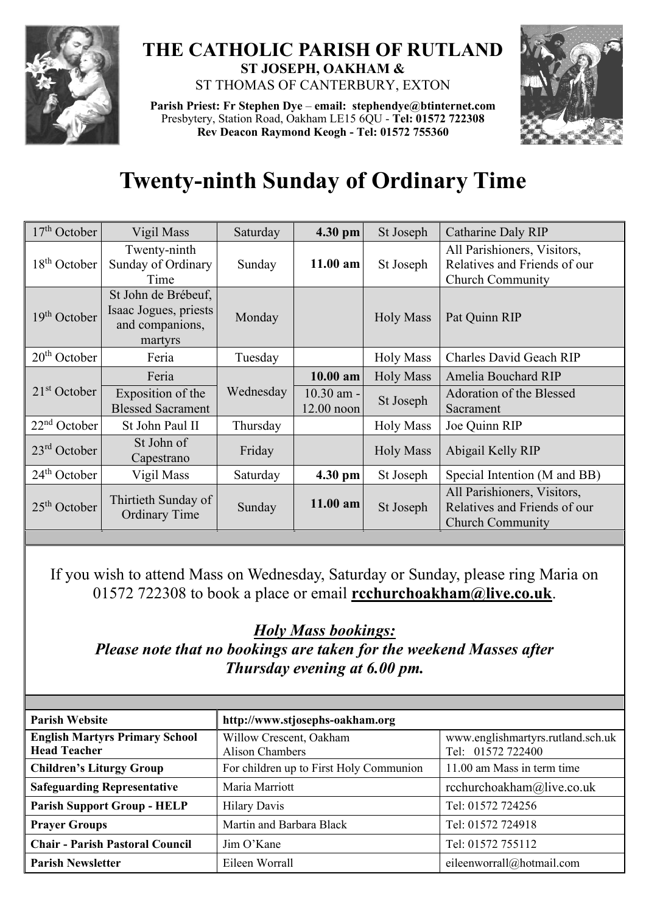# THE CATHOLIC PARISH OF RUTLAND

**ST JOSEPH, OAKHAM &**

ST THOMAS OF CANTERBURY, EXTON

**Parish Priest: Fr Stephen Dye** – **email: stephendye@btinternet.com**
Presbytery, Station Road, Oakham LE15 6QU - **Tel: 01572 722308**
**Rev Deacon Raymond Keogh - Tel: 01572 755360**

# Twenty-ninth Sunday of Ordinary Time

| Date | Feast | Day | Time | Venue | Intention |
|---|---|---|---|---|---|
| 17th October | Vigil Mass | Saturday | **4.30 pm** | St Joseph | Catharine Daly RIP |
| 18th October | Twenty-ninth Sunday of Ordinary Time | Sunday | **11.00 am** | St Joseph | All Parishioners, Visitors, Relatives and Friends of our Church Community |
| 19th October | St John de Brébeuf, Isaac Jogues, priests and companions, martyrs | Monday | | Holy Mass | Pat Quinn RIP |
| 20th October | Feria | Tuesday | | Holy Mass | Charles David Geach RIP |
| 21st October | Feria | Wednesday | **10.00 am** | Holy Mass | Amelia Bouchard RIP |
| | Exposition of the Blessed Sacrament | | 10.30 am - 12.00 noon | St Joseph | Adoration of the Blessed Sacrament |
| 22nd October | St John Paul II | Thursday | | Holy Mass | Joe Quinn RIP |
| 23rd October | St John of Capestrano | Friday | | Holy Mass | Abigail Kelly RIP |
| 24th October | Vigil Mass | Saturday | **4.30 pm** | St Joseph | Special Intention (M and BB) |
| 25th October | Thirtieth Sunday of Ordinary Time | Sunday | **11.00 am** | St Joseph | All Parishioners, Visitors, Relatives and Friends of our Church Community |

If you wish to attend Mass on Wednesday, Saturday or Sunday, please ring Maria on 01572 722308 to book a place or email **rcchurchoakham@live.co.uk**.

***Holy Mass bookings:***
***Please note that no bookings are taken for the weekend Masses after Thursday evening at 6.00 pm.***

| | | |
|---|---|---|
| **Parish Website** | **http://www.stjosephs-oakham.org** | |
| **English Martyrs Primary School Head Teacher** | Willow Crescent, Oakham Alison Chambers | www.englishmartyrs.rutland.sch.uk Tel: 01572 722400 |
| **Children's Liturgy Group** | For children up to First Holy Communion | 11.00 am Mass in term time |
| **Safeguarding Representative** | Maria Marriott | rcchurchoakham@live.co.uk |
| **Parish Support Group - HELP** | Hilary Davis | Tel: 01572 724256 |
| **Prayer Groups** | Martin and Barbara Black | Tel: 01572 724918 |
| **Chair - Parish Pastoral Council** | Jim O'Kane | Tel: 01572 755112 |
| **Parish Newsletter** | Eileen Worrall | eileenworrall@hotmail.com |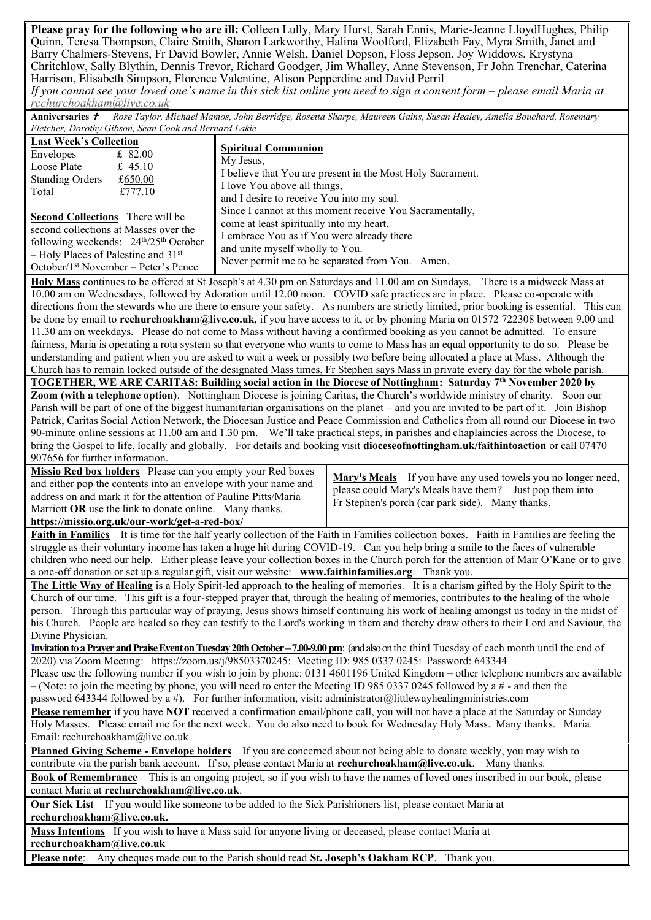**Please pray for the following who are ill:** Colleen Lully, Mary Hurst, Sarah Ennis, Marie-Jeanne LloydHughes, Philip Quinn, Teresa Thompson, Claire Smith, Sharon Larkworthy, Halina Woolford, Elizabeth Fay, Myra Smith, Janet and Barry Chalmers-Stevens, Fr David Bowler, Annie Welsh, Daniel Dopson, Floss Jepson, Joy Widdows, Krystyna Chritchlow, Sally Blythin, Dennis Trevor, Richard Goodger, Jim Whalley, Anne Stevenson, Fr John Trenchar, Caterina Harrison, Elisabeth Simpson, Florence Valentine, Alison Pepperdine and David Perril

*If you cannot see your loved one's name in this sick list online you need to sign a consent form – please email Maria at rcchurchoakham@live.co.uk*

**Anniversaries ✝** *Rose Taylor, Michael Mamos, John Berridge, Rosetta Sharpe, Maureen Gains, Susan Healey, Amelia Bouchard, Rosemary Fletcher, Dorothy Gibson, Sean Cook and Bernard Lakie*

**Last Week's Collection**

| | |
|---|---|
| Envelopes | £ 82.00 |
| Loose Plate | £ 45.10 |
| Standing Orders | £650.00 |
| Total | £777.10 |

**Second Collections** There will be second collections at Masses over the following weekends: 24th/25th October – Holy Places of Palestine and 31st October/1st November – Peter's Pence

**Spiritual Communion**

My Jesus,
I believe that You are present in the Most Holy Sacrament.
I love You above all things,
and I desire to receive You into my soul.
Since I cannot at this moment receive You Sacramentally,
come at least spiritually into my heart.
I embrace You as if You were already there
and unite myself wholly to You.
Never permit me to be separated from You. Amen.

**Holy Mass** continues to be offered at St Joseph's at 4.30 pm on Saturdays and 11.00 am on Sundays. There is a midweek Mass at 10.00 am on Wednesdays, followed by Adoration until 12.00 noon. COVID safe practices are in place. Please co-operate with directions from the stewards who are there to ensure your safety. As numbers are strictly limited, prior booking is essential. This can be done by email to **rcchurchoakham@live.co.uk,** if you have access to it, or by phoning Maria on 01572 722308 between 9.00 and 11.30 am on weekdays. Please do not come to Mass without having a confirmed booking as you cannot be admitted. To ensure fairness, Maria is operating a rota system so that everyone who wants to come to Mass has an equal opportunity to do so. Please be understanding and patient when you are asked to wait a week or possibly two before being allocated a place at Mass. Although the Church has to remain locked outside of the designated Mass times, Fr Stephen says Mass in private every day for the whole parish.

**TOGETHER, WE ARE CARITAS: Building social action in the Diocese of Nottingham: Saturday 7th November 2020 by Zoom (with a telephone option)**. Nottingham Diocese is joining Caritas, the Church's worldwide ministry of charity. Soon our Parish will be part of one of the biggest humanitarian organisations on the planet – and you are invited to be part of it. Join Bishop Patrick, Caritas Social Action Network, the Diocesan Justice and Peace Commission and Catholics from all round our Diocese in two 90-minute online sessions at 11.00 am and 1.30 pm. We'll take practical steps, in parishes and chaplaincies across the Diocese, to bring the Gospel to life, locally and globally. For details and booking visit **dioceseofnottingham.uk/faithintoaction** or call 07470 907656 for further information.

**Missio Red box holders** Please can you empty your Red boxes and either pop the contents into an envelope with your name and address on and mark it for the attention of Pauline Pitts/Maria Marriott **OR** use the link to donate online. Many thanks.
**https://missio.org.uk/our-work/get-a-red-box/**

**Mary's Meals** If you have any used towels you no longer need, please could Mary's Meals have them? Just pop them into Fr Stephen's porch (car park side). Many thanks.

**Faith in Families** It is time for the half yearly collection of the Faith in Families collection boxes. Faith in Families are feeling the struggle as their voluntary income has taken a huge hit during COVID-19. Can you help bring a smile to the faces of vulnerable children who need our help. Either please leave your collection boxes in the Church porch for the attention of Mair O'Kane or to give a one-off donation or set up a regular gift, visit our website: **www.faithinfamilies.org**. Thank you.

**The Little Way of Healing** is a Holy Spirit-led approach to the healing of memories. It is a charism gifted by the Holy Spirit to the Church of our time. This gift is a four-stepped prayer that, through the healing of memories, contributes to the healing of the whole person. Through this particular way of praying, Jesus shows himself continuing his work of healing amongst us today in the midst of his Church. People are healed so they can testify to the Lord's working in them and thereby draw others to their Lord and Saviour, the Divine Physician.

**Invitation to a Prayer and Praise Event on Tuesday 20th October – 7.00-9.00 pm**: (and also on the third Tuesday of each month until the end of 2020) via Zoom Meeting: https://zoom.us/j/98503370245: Meeting ID: 985 0337 0245: Password: 643344
Please use the following number if you wish to join by phone: 0131 4601196 United Kingdom – other telephone numbers are available – (Note: to join the meeting by phone, you will need to enter the Meeting ID 985 0337 0245 followed by a # - and then the password 643344 followed by a #). For further information, visit: administrator@littlewayhealingministries.com

**Please remember** if you have **NOT** received a confirmation email/phone call, you will not have a place at the Saturday or Sunday Holy Masses. Please email me for the next week. You do also need to book for Wednesday Holy Mass. Many thanks. Maria. Email: rcchurchoakham@live.co.uk

**Planned Giving Scheme - Envelope holders** If you are concerned about not being able to donate weekly, you may wish to contribute via the parish bank account. If so, please contact Maria at **rcchurchoakham@live.co.uk**. Many thanks.

**Book of Remembrance** This is an ongoing project, so if you wish to have the names of loved ones inscribed in our book, please contact Maria at **rcchurchoakham@live.co.uk**.

**Our Sick List** If you would like someone to be added to the Sick Parishioners list, please contact Maria at **rcchurchoakham@live.co.uk.**

**Mass Intentions** If you wish to have a Mass said for anyone living or deceased, please contact Maria at **rcchurchoakham@live.co.uk**

**Please note**: Any cheques made out to the Parish should read **St. Joseph's Oakham RCP**. Thank you.